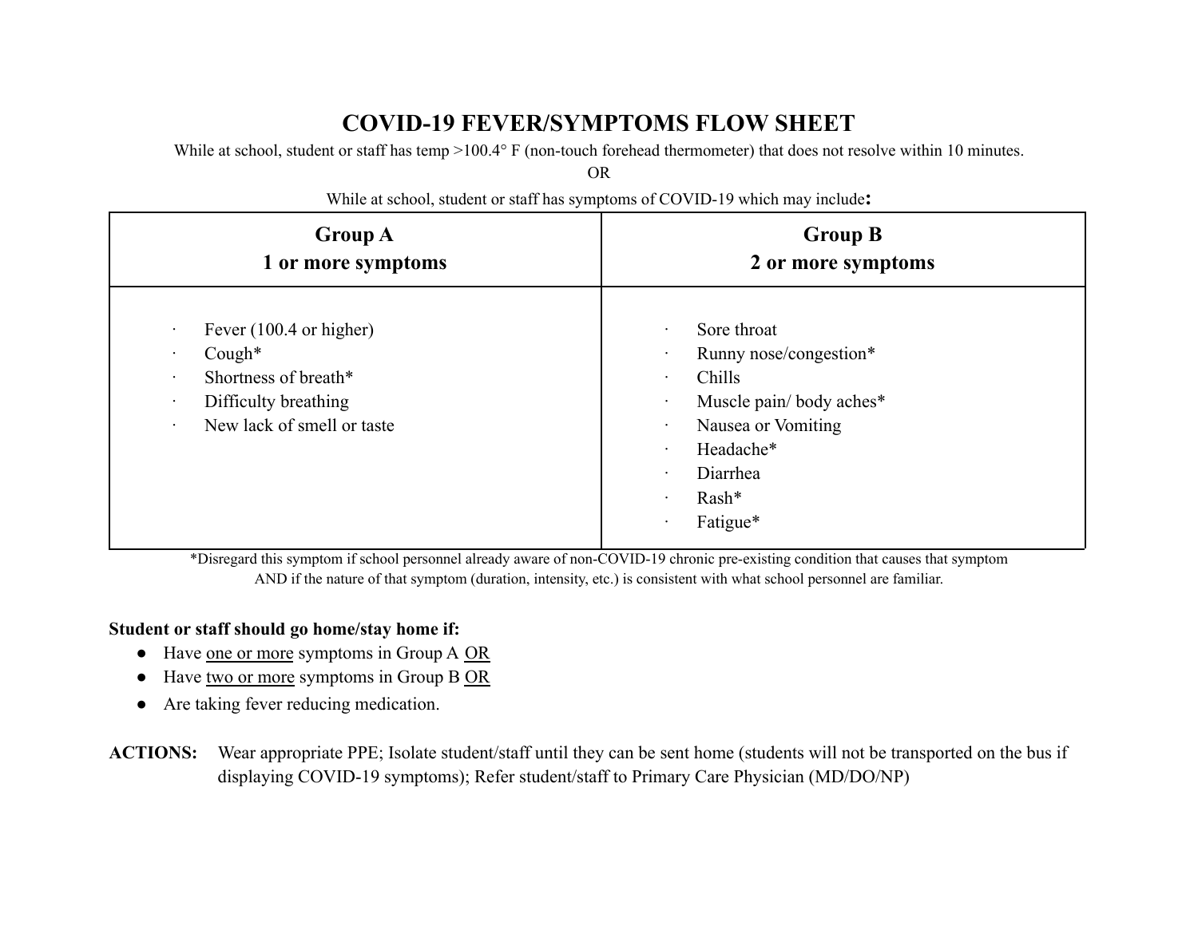# COVID-19 FEVER/SYMPTOMS FLOW SHEET

While at school, student or staff has temp >100.4° F (non-touch forehead thermometer) that does not resolve within 10 minutes.

OR

While at school, student or staff has symptoms of COVID-19 which may include**:**

| **Group A**<br>**1 or more symptoms** | **Group B**<br>**2 or more symptoms** |
| --- | --- |
| · Fever (100.4 or higher)<br>· Cough*<br>· Shortness of breath*<br>· Difficulty breathing<br>· New lack of smell or taste | · Sore throat<br>· Runny nose/congestion*<br>· Chills<br>· Muscle pain/ body aches*<br>· Nausea or Vomiting<br>· Headache*<br>· Diarrhea<br>· Rash*<br>· Fatigue* |

*Disregard this symptom if school personnel already aware of non-COVID-19 chronic pre-existing condition that causes that symptom AND if the nature of that symptom (duration, intensity, etc.) is consistent with what school personnel are familiar.

**Student or staff should go home/stay home if:**

- Have <u>one or more</u> symptoms in Group A <u>OR</u>
- Have <u>two or more</u> symptoms in Group B <u>OR</u>
- Are taking fever reducing medication.

**ACTIONS:** Wear appropriate PPE; Isolate student/staff until they can be sent home (students will not be transported on the bus if displaying COVID-19 symptoms); Refer student/staff to Primary Care Physician (MD/DO/NP)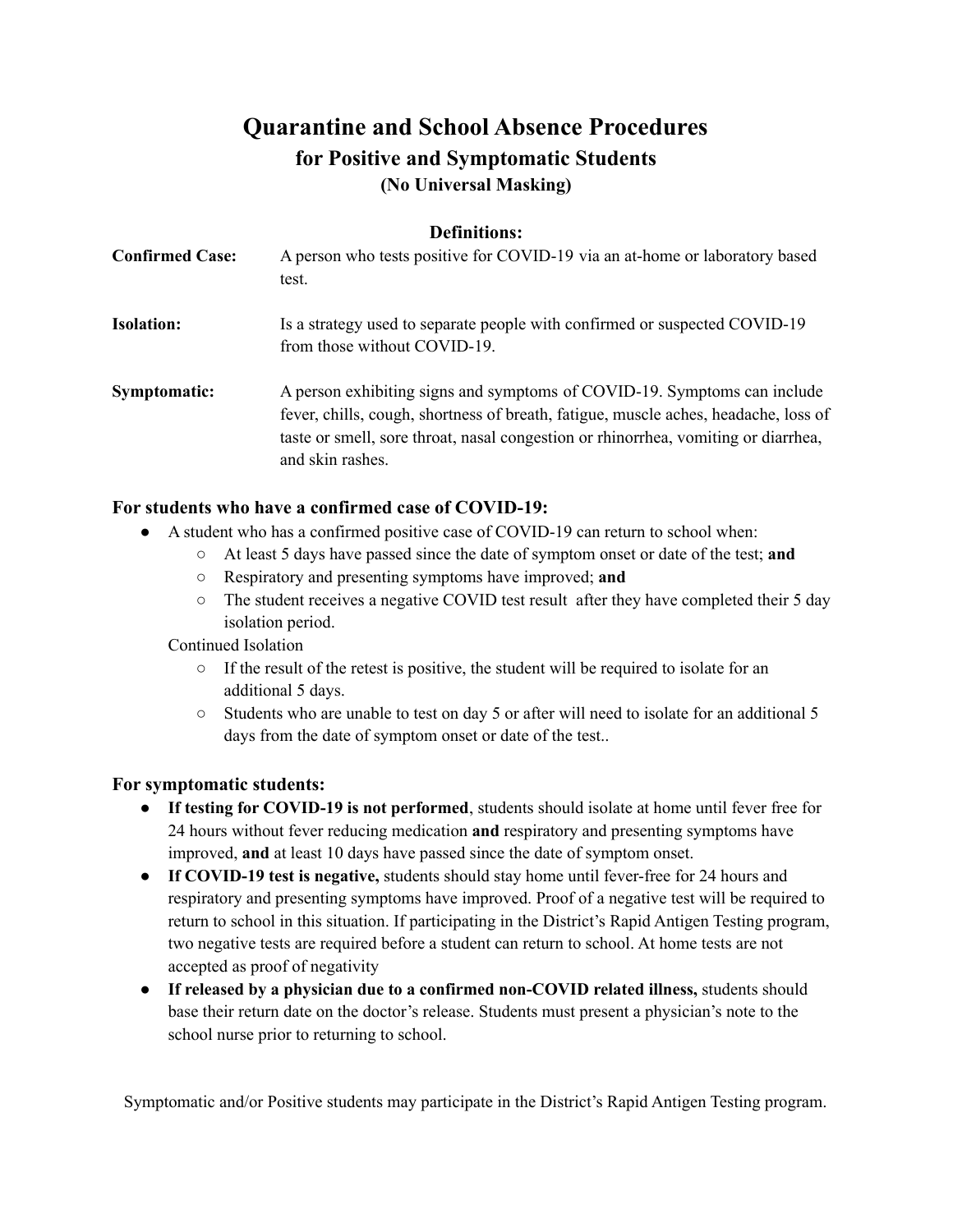# Quarantine and School Absence Procedures

## for Positive and Symptomatic Students

### (No Universal Masking)

### Definitions:

| | |
|---|---|
| **Confirmed Case:** | A person who tests positive for COVID-19 via an at-home or laboratory based test. |
| **Isolation:** | Is a strategy used to separate people with confirmed or suspected COVID-19 from those without COVID-19. |
| **Symptomatic:** | A person exhibiting signs and symptoms of COVID-19. Symptoms can include fever, chills, cough, shortness of breath, fatigue, muscle aches, headache, loss of taste or smell, sore throat, nasal congestion or rhinorrhea, vomiting or diarrhea, and skin rashes. |

### For students who have a confirmed case of COVID-19:

- A student who has a confirmed positive case of COVID-19 can return to school when:
  - At least 5 days have passed since the date of symptom onset or date of the test; **and**
  - Respiratory and presenting symptoms have improved; **and**
  - The student receives a negative COVID test result after they have completed their 5 day isolation period.

  Continued Isolation
  - If the result of the retest is positive, the student will be required to isolate for an additional 5 days.
  - Students who are unable to test on day 5 or after will need to isolate for an additional 5 days from the date of symptom onset or date of the test..

### For symptomatic students:

- **If testing for COVID-19 is not performed**, students should isolate at home until fever free for 24 hours without fever reducing medication **and** respiratory and presenting symptoms have improved, **and** at least 10 days have passed since the date of symptom onset.
- **If COVID-19 test is negative,** students should stay home until fever-free for 24 hours and respiratory and presenting symptoms have improved. Proof of a negative test will be required to return to school in this situation. If participating in the District's Rapid Antigen Testing program, two negative tests are required before a student can return to school. At home tests are not accepted as proof of negativity
- **If released by a physician due to a confirmed non-COVID related illness,** students should base their return date on the doctor's release. Students must present a physician's note to the school nurse prior to returning to school.

Symptomatic and/or Positive students may participate in the District's Rapid Antigen Testing program.